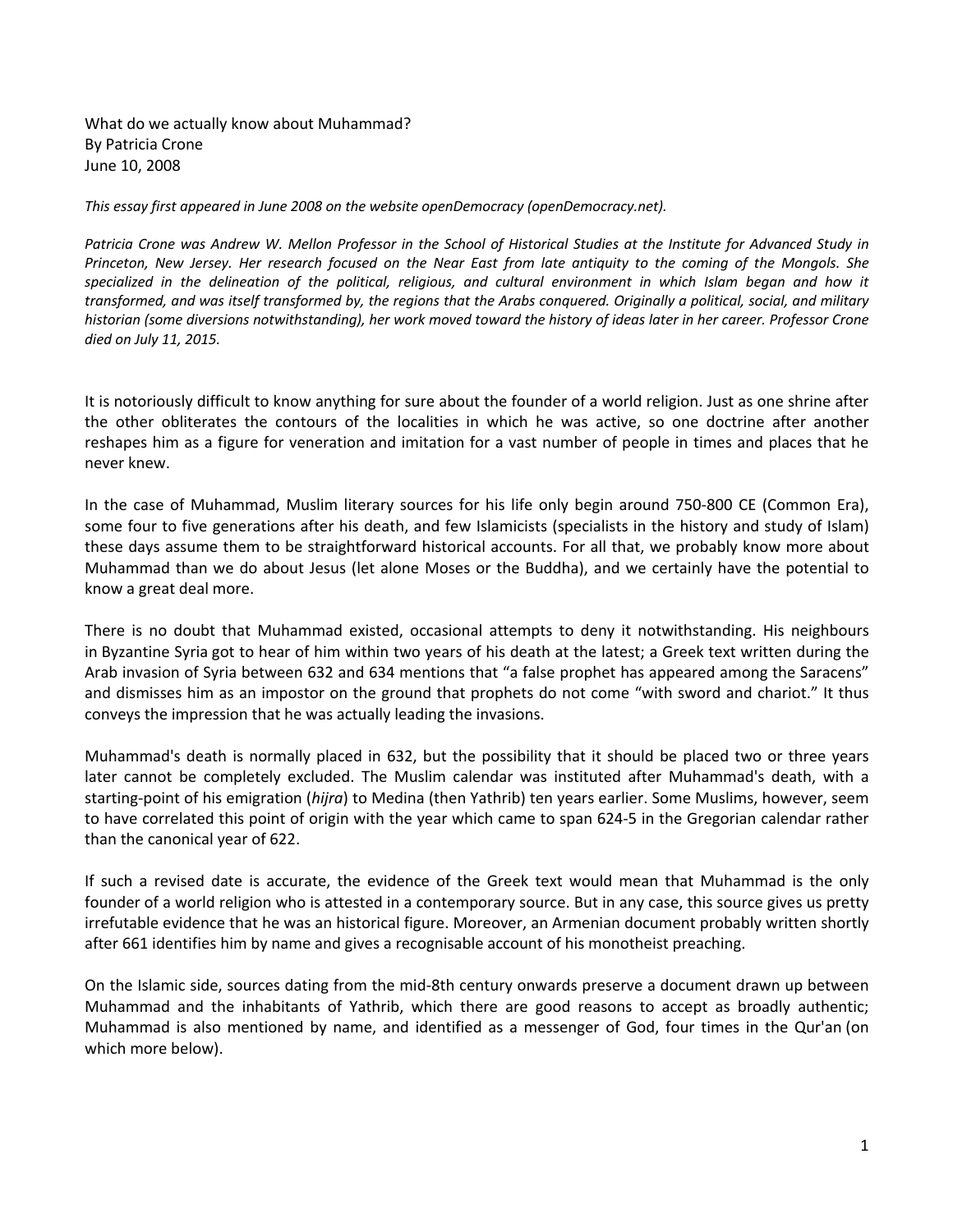What do we actually know about Muhammad?
By Patricia Crone
June 10, 2008

*This essay first appeared in June 2008 on the website openDemocracy (openDemocracy.net).*

*Patricia Crone was Andrew W. Mellon Professor in the School of Historical Studies at the Institute for Advanced Study in Princeton, New Jersey. Her research focused on the Near East from late antiquity to the coming of the Mongols. She specialized in the delineation of the political, religious, and cultural environment in which Islam began and how it transformed, and was itself transformed by, the regions that the Arabs conquered. Originally a political, social, and military historian (some diversions notwithstanding), her work moved toward the history of ideas later in her career. Professor Crone died on July 11, 2015.*

It is notoriously difficult to know anything for sure about the founder of a world religion. Just as one shrine after the other obliterates the contours of the localities in which he was active, so one doctrine after another reshapes him as a figure for veneration and imitation for a vast number of people in times and places that he never knew.

In the case of Muhammad, Muslim literary sources for his life only begin around 750-800 CE (Common Era), some four to five generations after his death, and few Islamicists (specialists in the history and study of Islam) these days assume them to be straightforward historical accounts. For all that, we probably know more about Muhammad than we do about Jesus (let alone Moses or the Buddha), and we certainly have the potential to know a great deal more.

There is no doubt that Muhammad existed, occasional attempts to deny it notwithstanding. His neighbours in Byzantine Syria got to hear of him within two years of his death at the latest; a Greek text written during the Arab invasion of Syria between 632 and 634 mentions that "a false prophet has appeared among the Saracens" and dismisses him as an impostor on the ground that prophets do not come "with sword and chariot." It thus conveys the impression that he was actually leading the invasions.

Muhammad's death is normally placed in 632, but the possibility that it should be placed two or three years later cannot be completely excluded. The Muslim calendar was instituted after Muhammad's death, with a starting-point of his emigration (*hijra*) to Medina (then Yathrib) ten years earlier. Some Muslims, however, seem to have correlated this point of origin with the year which came to span 624-5 in the Gregorian calendar rather than the canonical year of 622.

If such a revised date is accurate, the evidence of the Greek text would mean that Muhammad is the only founder of a world religion who is attested in a contemporary source. But in any case, this source gives us pretty irrefutable evidence that he was an historical figure. Moreover, an Armenian document probably written shortly after 661 identifies him by name and gives a recognisable account of his monotheist preaching.

On the Islamic side, sources dating from the mid-8th century onwards preserve a document drawn up between Muhammad and the inhabitants of Yathrib, which there are good reasons to accept as broadly authentic; Muhammad is also mentioned by name, and identified as a messenger of God, four times in the Qur'an (on which more below).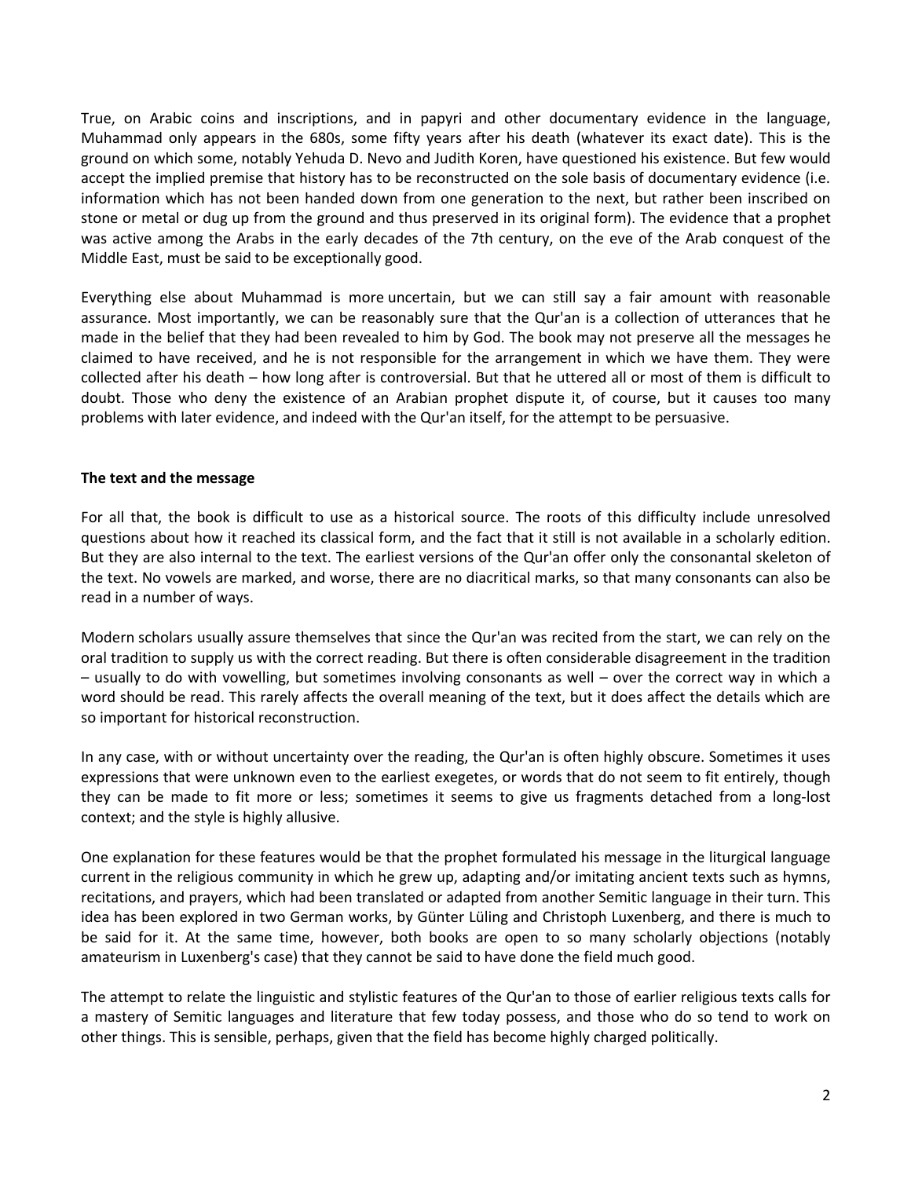True, on Arabic coins and inscriptions, and in papyri and other documentary evidence in the language, Muhammad only appears in the 680s, some fifty years after his death (whatever its exact date). This is the ground on which some, notably Yehuda D. Nevo and Judith Koren, have questioned his existence. But few would accept the implied premise that history has to be reconstructed on the sole basis of documentary evidence (i.e. information which has not been handed down from one generation to the next, but rather been inscribed on stone or metal or dug up from the ground and thus preserved in its original form). The evidence that a prophet was active among the Arabs in the early decades of the 7th century, on the eve of the Arab conquest of the Middle East, must be said to be exceptionally good.

Everything else about Muhammad is more uncertain, but we can still say a fair amount with reasonable assurance. Most importantly, we can be reasonably sure that the Qur'an is a collection of utterances that he made in the belief that they had been revealed to him by God. The book may not preserve all the messages he claimed to have received, and he is not responsible for the arrangement in which we have them. They were collected after his death – how long after is controversial. But that he uttered all or most of them is difficult to doubt. Those who deny the existence of an Arabian prophet dispute it, of course, but it causes too many problems with later evidence, and indeed with the Qur'an itself, for the attempt to be persuasive.

**The text and the message**

For all that, the book is difficult to use as a historical source. The roots of this difficulty include unresolved questions about how it reached its classical form, and the fact that it still is not available in a scholarly edition. But they are also internal to the text. The earliest versions of the Qur'an offer only the consonantal skeleton of the text. No vowels are marked, and worse, there are no diacritical marks, so that many consonants can also be read in a number of ways.

Modern scholars usually assure themselves that since the Qur'an was recited from the start, we can rely on the oral tradition to supply us with the correct reading. But there is often considerable disagreement in the tradition – usually to do with vowelling, but sometimes involving consonants as well – over the correct way in which a word should be read. This rarely affects the overall meaning of the text, but it does affect the details which are so important for historical reconstruction.

In any case, with or without uncertainty over the reading, the Qur'an is often highly obscure. Sometimes it uses expressions that were unknown even to the earliest exegetes, or words that do not seem to fit entirely, though they can be made to fit more or less; sometimes it seems to give us fragments detached from a long-lost context; and the style is highly allusive.

One explanation for these features would be that the prophet formulated his message in the liturgical language current in the religious community in which he grew up, adapting and/or imitating ancient texts such as hymns, recitations, and prayers, which had been translated or adapted from another Semitic language in their turn. This idea has been explored in two German works, by Günter Lüling and Christoph Luxenberg, and there is much to be said for it. At the same time, however, both books are open to so many scholarly objections (notably amateurism in Luxenberg's case) that they cannot be said to have done the field much good.

The attempt to relate the linguistic and stylistic features of the Qur'an to those of earlier religious texts calls for a mastery of Semitic languages and literature that few today possess, and those who do so tend to work on other things. This is sensible, perhaps, given that the field has become highly charged politically.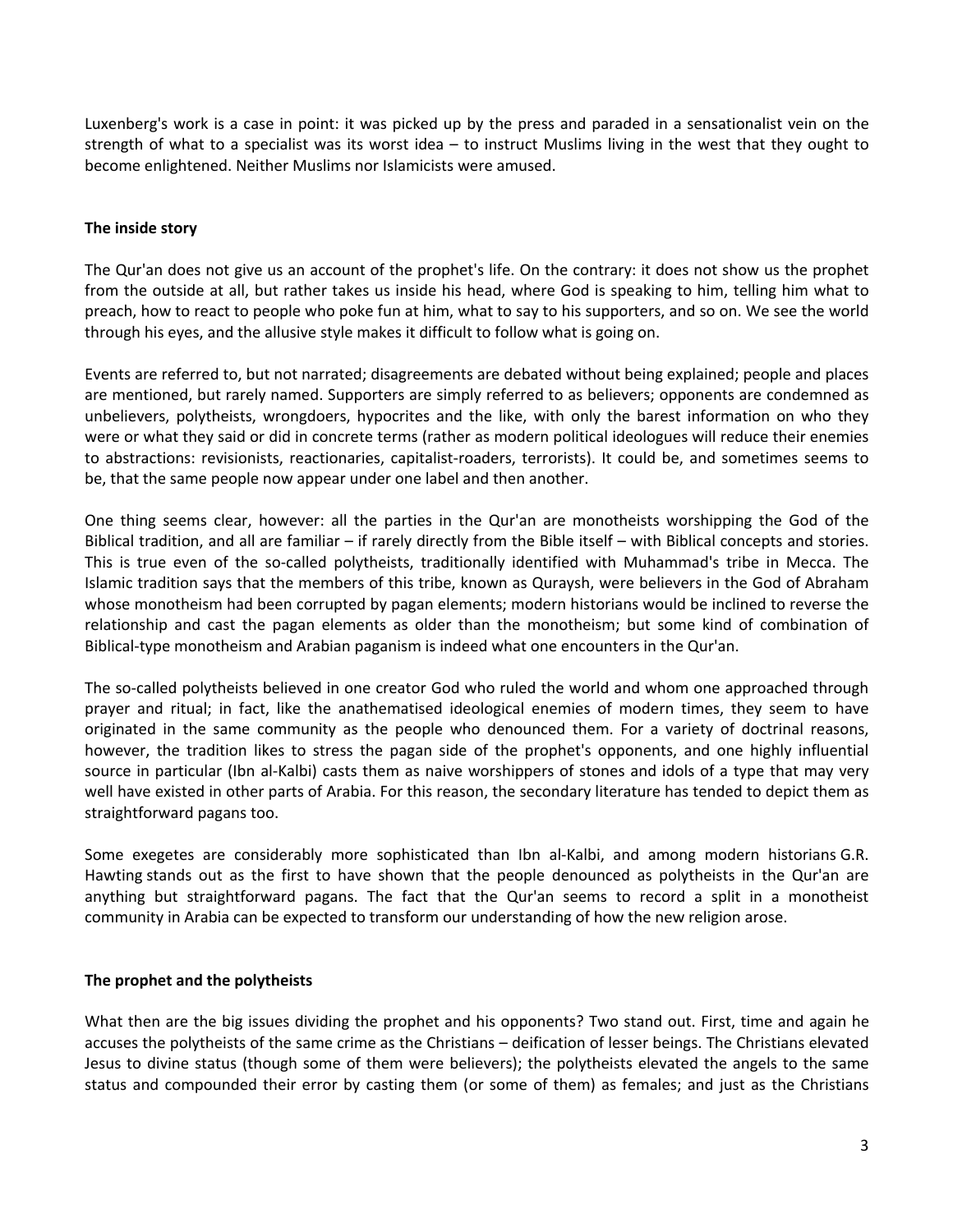Luxenberg's work is a case in point: it was picked up by the press and paraded in a sensationalist vein on the strength of what to a specialist was its worst idea – to instruct Muslims living in the west that they ought to become enlightened. Neither Muslims nor Islamicists were amused.

## The inside story

The Qur'an does not give us an account of the prophet's life. On the contrary: it does not show us the prophet from the outside at all, but rather takes us inside his head, where God is speaking to him, telling him what to preach, how to react to people who poke fun at him, what to say to his supporters, and so on. We see the world through his eyes, and the allusive style makes it difficult to follow what is going on.

Events are referred to, but not narrated; disagreements are debated without being explained; people and places are mentioned, but rarely named. Supporters are simply referred to as believers; opponents are condemned as unbelievers, polytheists, wrongdoers, hypocrites and the like, with only the barest information on who they were or what they said or did in concrete terms (rather as modern political ideologues will reduce their enemies to abstractions: revisionists, reactionaries, capitalist-roaders, terrorists). It could be, and sometimes seems to be, that the same people now appear under one label and then another.

One thing seems clear, however: all the parties in the Qur'an are monotheists worshipping the God of the Biblical tradition, and all are familiar – if rarely directly from the Bible itself – with Biblical concepts and stories. This is true even of the so-called polytheists, traditionally identified with Muhammad's tribe in Mecca. The Islamic tradition says that the members of this tribe, known as Quraysh, were believers in the God of Abraham whose monotheism had been corrupted by pagan elements; modern historians would be inclined to reverse the relationship and cast the pagan elements as older than the monotheism; but some kind of combination of Biblical-type monotheism and Arabian paganism is indeed what one encounters in the Qur'an.

The so-called polytheists believed in one creator God who ruled the world and whom one approached through prayer and ritual; in fact, like the anathematised ideological enemies of modern times, they seem to have originated in the same community as the people who denounced them. For a variety of doctrinal reasons, however, the tradition likes to stress the pagan side of the prophet's opponents, and one highly influential source in particular (Ibn al-Kalbi) casts them as naive worshippers of stones and idols of a type that may very well have existed in other parts of Arabia. For this reason, the secondary literature has tended to depict them as straightforward pagans too.

Some exegetes are considerably more sophisticated than Ibn al-Kalbi, and among modern historians G.R. Hawting stands out as the first to have shown that the people denounced as polytheists in the Qur'an are anything but straightforward pagans. The fact that the Qur'an seems to record a split in a monotheist community in Arabia can be expected to transform our understanding of how the new religion arose.

## The prophet and the polytheists

What then are the big issues dividing the prophet and his opponents? Two stand out. First, time and again he accuses the polytheists of the same crime as the Christians – deification of lesser beings. The Christians elevated Jesus to divine status (though some of them were believers); the polytheists elevated the angels to the same status and compounded their error by casting them (or some of them) as females; and just as the Christians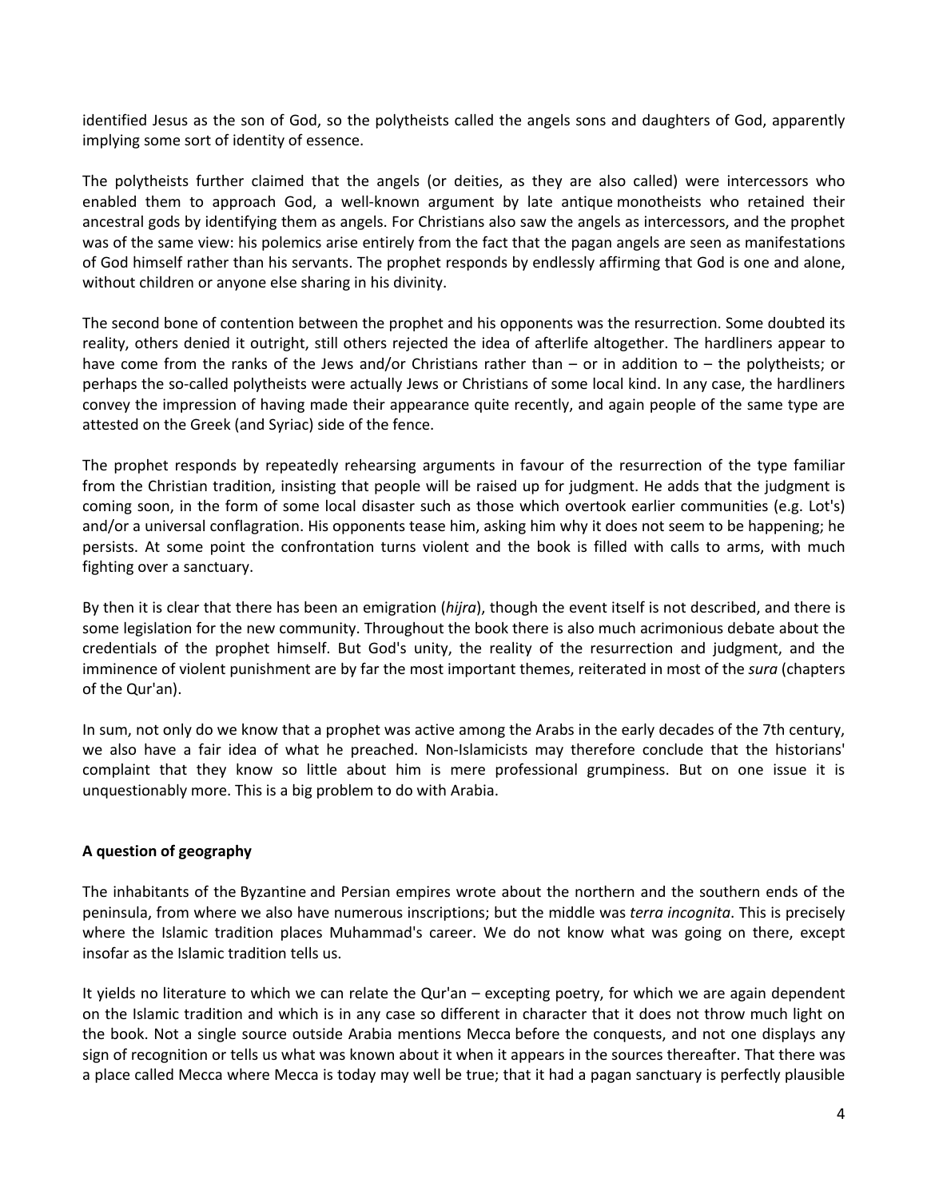identified Jesus as the son of God, so the polytheists called the angels sons and daughters of God, apparently implying some sort of identity of essence.

The polytheists further claimed that the angels (or deities, as they are also called) were intercessors who enabled them to approach God, a well-known argument by late antique monotheists who retained their ancestral gods by identifying them as angels. For Christians also saw the angels as intercessors, and the prophet was of the same view: his polemics arise entirely from the fact that the pagan angels are seen as manifestations of God himself rather than his servants. The prophet responds by endlessly affirming that God is one and alone, without children or anyone else sharing in his divinity.

The second bone of contention between the prophet and his opponents was the resurrection. Some doubted its reality, others denied it outright, still others rejected the idea of afterlife altogether. The hardliners appear to have come from the ranks of the Jews and/or Christians rather than – or in addition to – the polytheists; or perhaps the so-called polytheists were actually Jews or Christians of some local kind. In any case, the hardliners convey the impression of having made their appearance quite recently, and again people of the same type are attested on the Greek (and Syriac) side of the fence.

The prophet responds by repeatedly rehearsing arguments in favour of the resurrection of the type familiar from the Christian tradition, insisting that people will be raised up for judgment. He adds that the judgment is coming soon, in the form of some local disaster such as those which overtook earlier communities (e.g. Lot's) and/or a universal conflagration. His opponents tease him, asking him why it does not seem to be happening; he persists. At some point the confrontation turns violent and the book is filled with calls to arms, with much fighting over a sanctuary.

By then it is clear that there has been an emigration (*hijra*), though the event itself is not described, and there is some legislation for the new community. Throughout the book there is also much acrimonious debate about the credentials of the prophet himself. But God's unity, the reality of the resurrection and judgment, and the imminence of violent punishment are by far the most important themes, reiterated in most of the *sura* (chapters of the Qur'an).

In sum, not only do we know that a prophet was active among the Arabs in the early decades of the 7th century, we also have a fair idea of what he preached. Non-Islamicists may therefore conclude that the historians' complaint that they know so little about him is mere professional grumpiness. But on one issue it is unquestionably more. This is a big problem to do with Arabia.

**A question of geography**

The inhabitants of the Byzantine and Persian empires wrote about the northern and the southern ends of the peninsula, from where we also have numerous inscriptions; but the middle was *terra incognita*. This is precisely where the Islamic tradition places Muhammad's career. We do not know what was going on there, except insofar as the Islamic tradition tells us.

It yields no literature to which we can relate the Qur'an – excepting poetry, for which we are again dependent on the Islamic tradition and which is in any case so different in character that it does not throw much light on the book. Not a single source outside Arabia mentions Mecca before the conquests, and not one displays any sign of recognition or tells us what was known about it when it appears in the sources thereafter. That there was a place called Mecca where Mecca is today may well be true; that it had a pagan sanctuary is perfectly plausible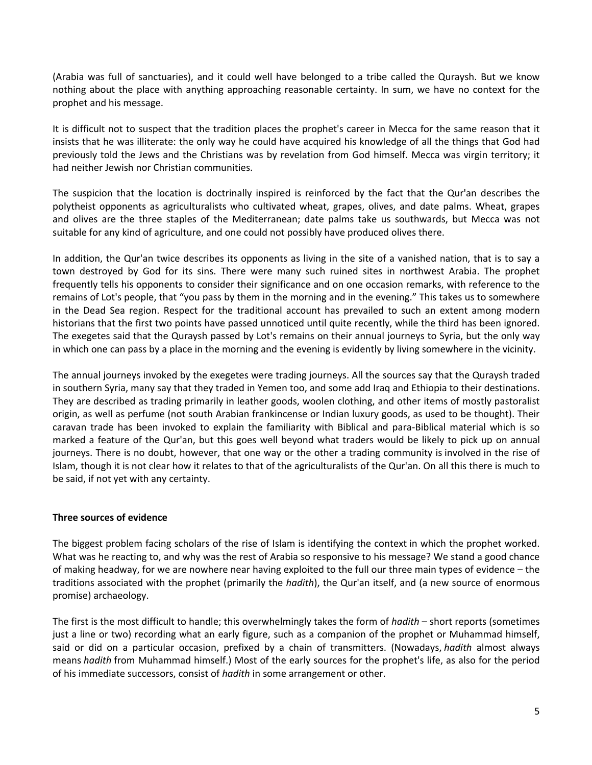(Arabia was full of sanctuaries), and it could well have belonged to a tribe called the Quraysh. But we know nothing about the place with anything approaching reasonable certainty. In sum, we have no context for the prophet and his message.

It is difficult not to suspect that the tradition places the prophet's career in Mecca for the same reason that it insists that he was illiterate: the only way he could have acquired his knowledge of all the things that God had previously told the Jews and the Christians was by revelation from God himself. Mecca was virgin territory; it had neither Jewish nor Christian communities.

The suspicion that the location is doctrinally inspired is reinforced by the fact that the Qur'an describes the polytheist opponents as agriculturalists who cultivated wheat, grapes, olives, and date palms. Wheat, grapes and olives are the three staples of the Mediterranean; date palms take us southwards, but Mecca was not suitable for any kind of agriculture, and one could not possibly have produced olives there.

In addition, the Qur'an twice describes its opponents as living in the site of a vanished nation, that is to say a town destroyed by God for its sins. There were many such ruined sites in northwest Arabia. The prophet frequently tells his opponents to consider their significance and on one occasion remarks, with reference to the remains of Lot's people, that "you pass by them in the morning and in the evening." This takes us to somewhere in the Dead Sea region. Respect for the traditional account has prevailed to such an extent among modern historians that the first two points have passed unnoticed until quite recently, while the third has been ignored. The exegetes said that the Quraysh passed by Lot's remains on their annual journeys to Syria, but the only way in which one can pass by a place in the morning and the evening is evidently by living somewhere in the vicinity.

The annual journeys invoked by the exegetes were trading journeys. All the sources say that the Quraysh traded in southern Syria, many say that they traded in Yemen too, and some add Iraq and Ethiopia to their destinations. They are described as trading primarily in leather goods, woolen clothing, and other items of mostly pastoralist origin, as well as perfume (not south Arabian frankincense or Indian luxury goods, as used to be thought). Their caravan trade has been invoked to explain the familiarity with Biblical and para-Biblical material which is so marked a feature of the Qur'an, but this goes well beyond what traders would be likely to pick up on annual journeys. There is no doubt, however, that one way or the other a trading community is involved in the rise of Islam, though it is not clear how it relates to that of the agriculturalists of the Qur'an. On all this there is much to be said, if not yet with any certainty.

**Three sources of evidence**

The biggest problem facing scholars of the rise of Islam is identifying the context in which the prophet worked. What was he reacting to, and why was the rest of Arabia so responsive to his message? We stand a good chance of making headway, for we are nowhere near having exploited to the full our three main types of evidence – the traditions associated with the prophet (primarily the *hadith*), the Qur'an itself, and (a new source of enormous promise) archaeology.

The first is the most difficult to handle; this overwhelmingly takes the form of *hadith* – short reports (sometimes just a line or two) recording what an early figure, such as a companion of the prophet or Muhammad himself, said or did on a particular occasion, prefixed by a chain of transmitters. (Nowadays, *hadith* almost always means *hadith* from Muhammad himself.) Most of the early sources for the prophet's life, as also for the period of his immediate successors, consist of *hadith* in some arrangement or other.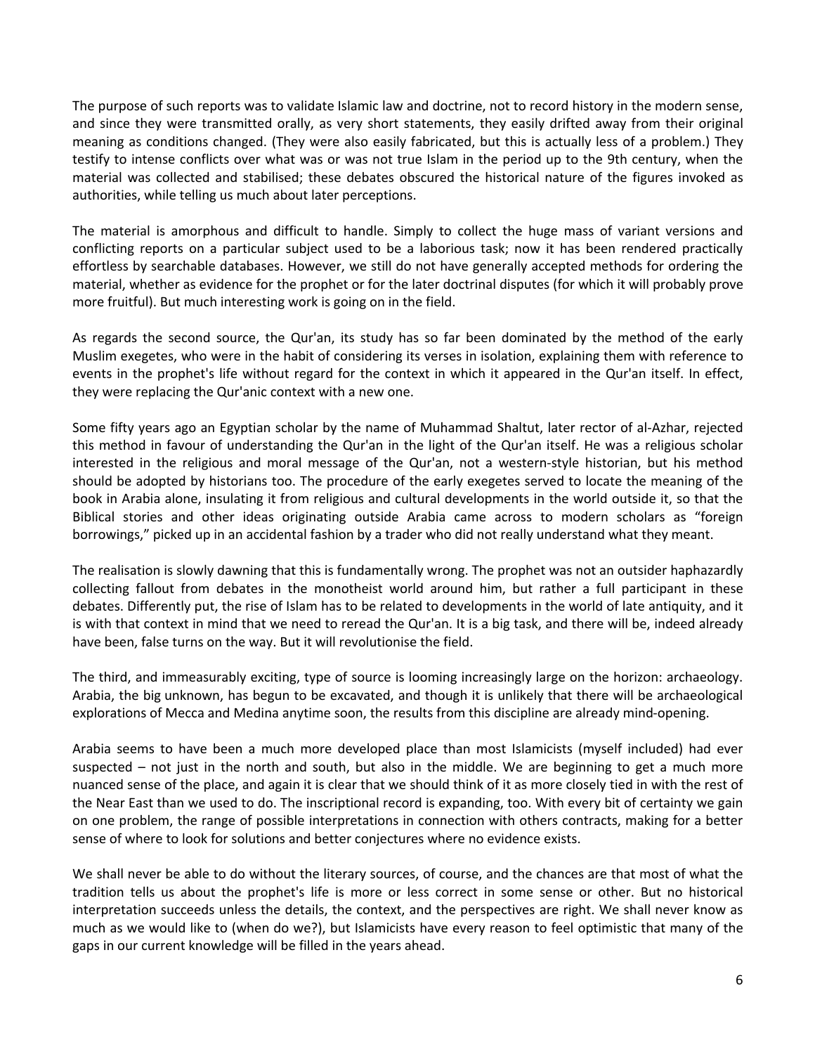The purpose of such reports was to validate Islamic law and doctrine, not to record history in the modern sense, and since they were transmitted orally, as very short statements, they easily drifted away from their original meaning as conditions changed. (They were also easily fabricated, but this is actually less of a problem.) They testify to intense conflicts over what was or was not true Islam in the period up to the 9th century, when the material was collected and stabilised; these debates obscured the historical nature of the figures invoked as authorities, while telling us much about later perceptions.

The material is amorphous and difficult to handle. Simply to collect the huge mass of variant versions and conflicting reports on a particular subject used to be a laborious task; now it has been rendered practically effortless by searchable databases. However, we still do not have generally accepted methods for ordering the material, whether as evidence for the prophet or for the later doctrinal disputes (for which it will probably prove more fruitful). But much interesting work is going on in the field.

As regards the second source, the Qur'an, its study has so far been dominated by the method of the early Muslim exegetes, who were in the habit of considering its verses in isolation, explaining them with reference to events in the prophet's life without regard for the context in which it appeared in the Qur'an itself. In effect, they were replacing the Qur'anic context with a new one.

Some fifty years ago an Egyptian scholar by the name of Muhammad Shaltut, later rector of al-Azhar, rejected this method in favour of understanding the Qur'an in the light of the Qur'an itself. He was a religious scholar interested in the religious and moral message of the Qur'an, not a western-style historian, but his method should be adopted by historians too. The procedure of the early exegetes served to locate the meaning of the book in Arabia alone, insulating it from religious and cultural developments in the world outside it, so that the Biblical stories and other ideas originating outside Arabia came across to modern scholars as "foreign borrowings," picked up in an accidental fashion by a trader who did not really understand what they meant.

The realisation is slowly dawning that this is fundamentally wrong. The prophet was not an outsider haphazardly collecting fallout from debates in the monotheist world around him, but rather a full participant in these debates. Differently put, the rise of Islam has to be related to developments in the world of late antiquity, and it is with that context in mind that we need to reread the Qur'an. It is a big task, and there will be, indeed already have been, false turns on the way. But it will revolutionise the field.

The third, and immeasurably exciting, type of source is looming increasingly large on the horizon: archaeology. Arabia, the big unknown, has begun to be excavated, and though it is unlikely that there will be archaeological explorations of Mecca and Medina anytime soon, the results from this discipline are already mind-opening.

Arabia seems to have been a much more developed place than most Islamicists (myself included) had ever suspected – not just in the north and south, but also in the middle. We are beginning to get a much more nuanced sense of the place, and again it is clear that we should think of it as more closely tied in with the rest of the Near East than we used to do. The inscriptional record is expanding, too. With every bit of certainty we gain on one problem, the range of possible interpretations in connection with others contracts, making for a better sense of where to look for solutions and better conjectures where no evidence exists.

We shall never be able to do without the literary sources, of course, and the chances are that most of what the tradition tells us about the prophet's life is more or less correct in some sense or other. But no historical interpretation succeeds unless the details, the context, and the perspectives are right. We shall never know as much as we would like to (when do we?), but Islamicists have every reason to feel optimistic that many of the gaps in our current knowledge will be filled in the years ahead.